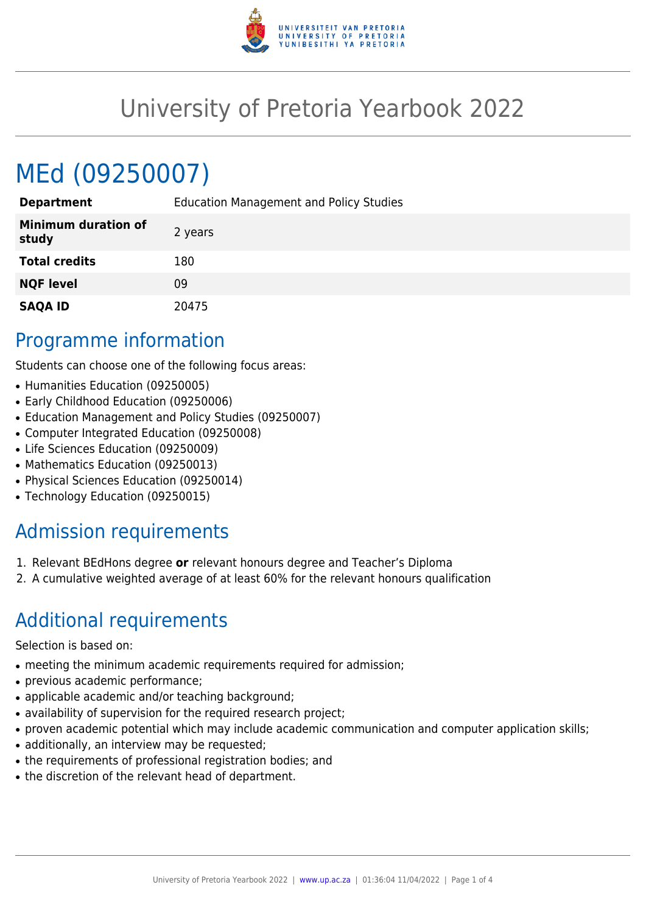# University of Pretoria Yearbook 2022

# MEd (09250007)

| | |
|---|---|
| **Department** | Education Management and Policy Studies |
| **Minimum duration of study** | 2 years |
| **Total credits** | 180 |
| **NQF level** | 09 |
| **SAQA ID** | 20475 |

## Programme information

Students can choose one of the following focus areas:

- Humanities Education (09250005)
- Early Childhood Education (09250006)
- Education Management and Policy Studies (09250007)
- Computer Integrated Education (09250008)
- Life Sciences Education (09250009)
- Mathematics Education (09250013)
- Physical Sciences Education (09250014)
- Technology Education (09250015)

## Admission requirements

1. Relevant BEdHons degree **or** relevant honours degree and Teacher's Diploma
2. A cumulative weighted average of at least 60% for the relevant honours qualification

## Additional requirements

Selection is based on:

- meeting the minimum academic requirements required for admission;
- previous academic performance;
- applicable academic and/or teaching background;
- availability of supervision for the required research project;
- proven academic potential which may include academic communication and computer application skills;
- additionally, an interview may be requested;
- the requirements of professional registration bodies; and
- the discretion of the relevant head of department.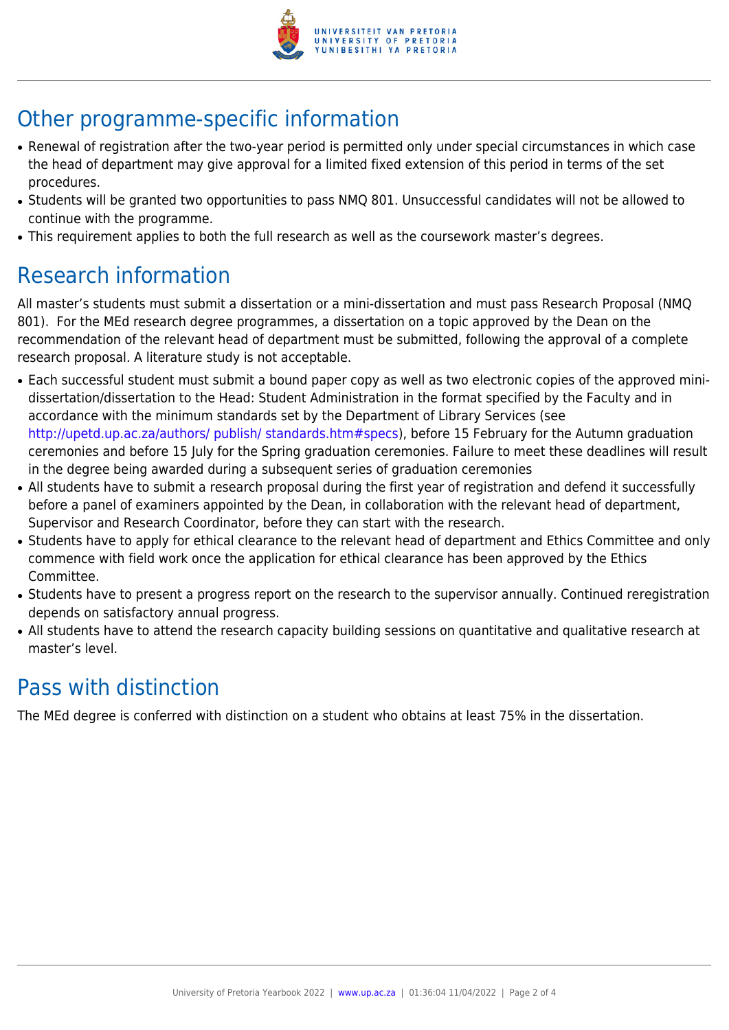## Other programme-specific information

- Renewal of registration after the two-year period is permitted only under special circumstances in which case the head of department may give approval for a limited fixed extension of this period in terms of the set procedures.
- Students will be granted two opportunities to pass NMQ 801. Unsuccessful candidates will not be allowed to continue with the programme.
- This requirement applies to both the full research as well as the coursework master's degrees.

## Research information

All master's students must submit a dissertation or a mini-dissertation and must pass Research Proposal (NMQ 801). For the MEd research degree programmes, a dissertation on a topic approved by the Dean on the recommendation of the relevant head of department must be submitted, following the approval of a complete research proposal. A literature study is not acceptable.

- Each successful student must submit a bound paper copy as well as two electronic copies of the approved mini-dissertation/dissertation to the Head: Student Administration in the format specified by the Faculty and in accordance with the minimum standards set by the Department of Library Services (see http://upetd.up.ac.za/authors/ publish/ standards.htm#specs), before 15 February for the Autumn graduation ceremonies and before 15 July for the Spring graduation ceremonies. Failure to meet these deadlines will result in the degree being awarded during a subsequent series of graduation ceremonies
- All students have to submit a research proposal during the first year of registration and defend it successfully before a panel of examiners appointed by the Dean, in collaboration with the relevant head of department, Supervisor and Research Coordinator, before they can start with the research.
- Students have to apply for ethical clearance to the relevant head of department and Ethics Committee and only commence with field work once the application for ethical clearance has been approved by the Ethics Committee.
- Students have to present a progress report on the research to the supervisor annually. Continued reregistration depends on satisfactory annual progress.
- All students have to attend the research capacity building sessions on quantitative and qualitative research at master's level.

## Pass with distinction

The MEd degree is conferred with distinction on a student who obtains at least 75% in the dissertation.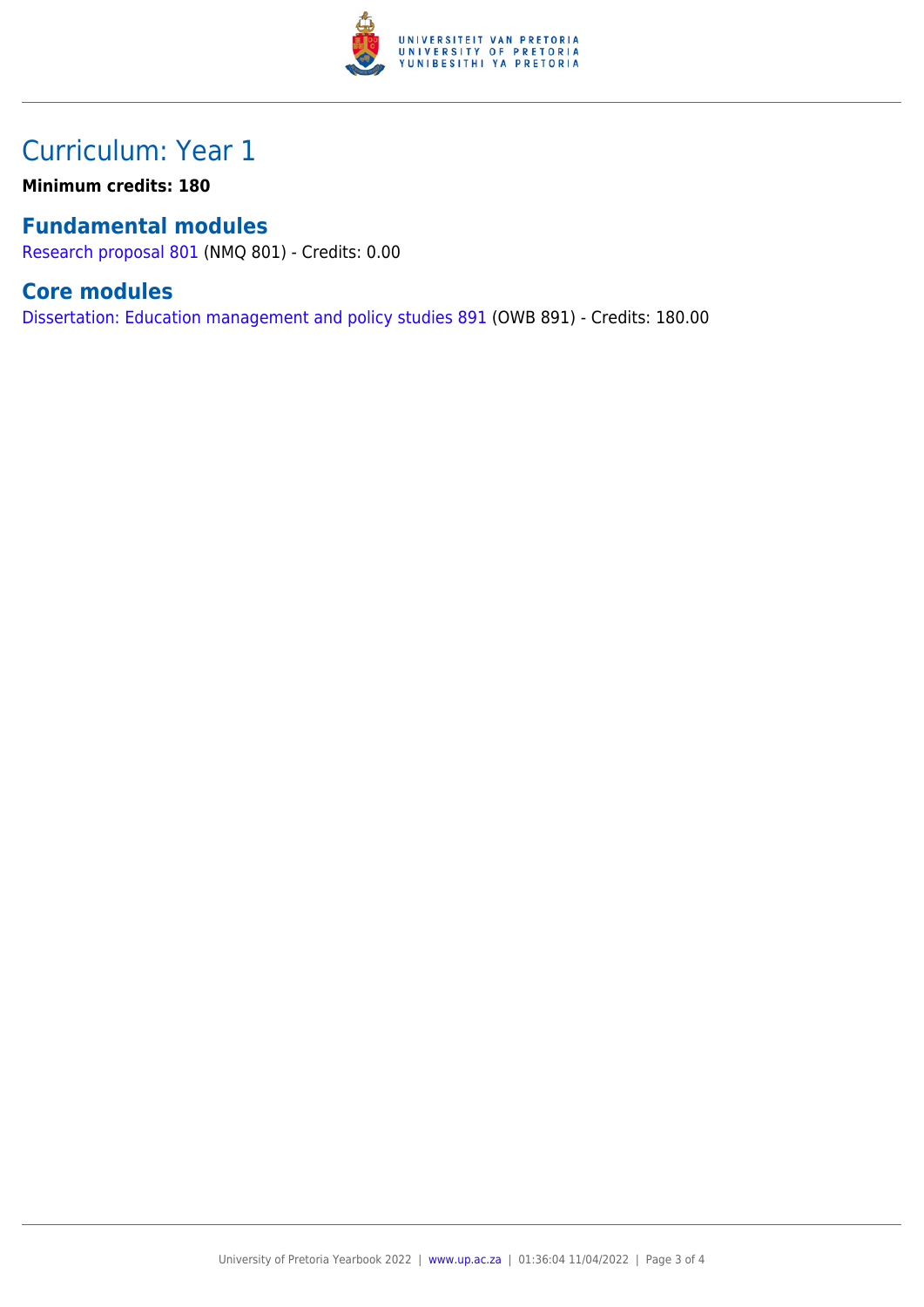# Curriculum: Year 1

**Minimum credits: 180**

## Fundamental modules

Research proposal 801 (NMQ 801) - Credits: 0.00

## Core modules

Dissertation: Education management and policy studies 891 (OWB 891) - Credits: 180.00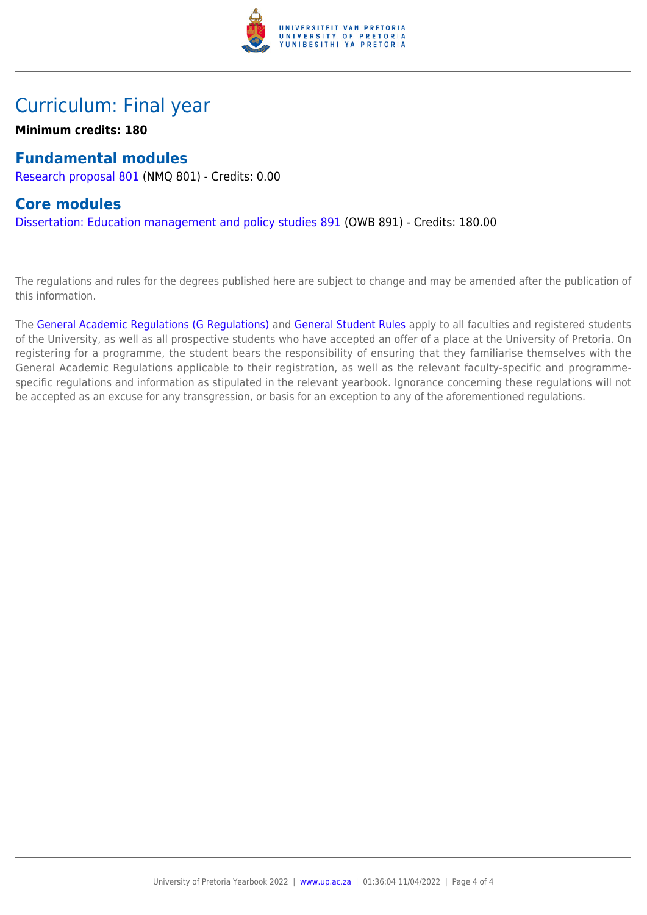## Curriculum: Final year

**Minimum credits: 180**

### Fundamental modules

Research proposal 801 (NMQ 801) - Credits: 0.00

### Core modules

Dissertation: Education management and policy studies 891 (OWB 891) - Credits: 180.00

---

The regulations and rules for the degrees published here are subject to change and may be amended after the publication of this information.

The General Academic Regulations (G Regulations) and General Student Rules apply to all faculties and registered students of the University, as well as all prospective students who have accepted an offer of a place at the University of Pretoria. On registering for a programme, the student bears the responsibility of ensuring that they familiarise themselves with the General Academic Regulations applicable to their registration, as well as the relevant faculty-specific and programme-specific regulations and information as stipulated in the relevant yearbook. Ignorance concerning these regulations will not be accepted as an excuse for any transgression, or basis for an exception to any of the aforementioned regulations.